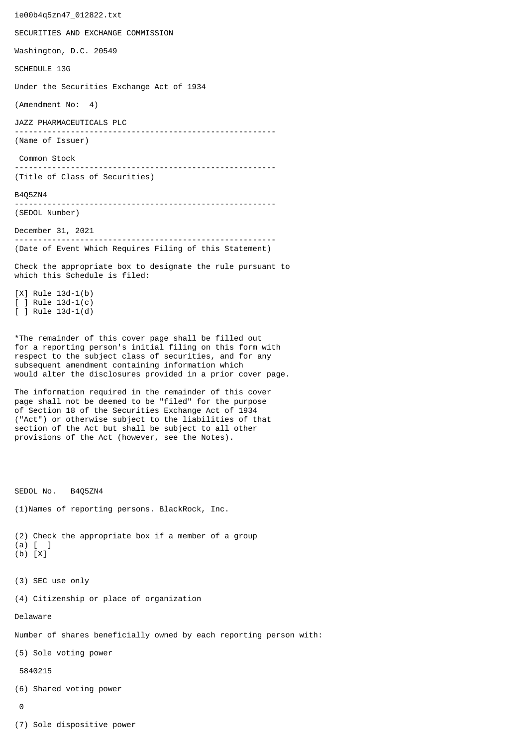ie00b4q5zn47_012822.txt

SECURITIES AND EXCHANGE COMMISSION

Washington, D.C. 20549

SCHEDULE 13G

Under the Securities Exchange Act of 1934

(Amendment No: 4)

JAZZ PHARMACEUTICALS PLC

--------------------------------------------------------
(Name of Issuer)

Common Stock

--------------------------------------------------------
(Title of Class of Securities)

B4Q5ZN4

--------------------------------------------------------
(SEDOL Number)

December 31, 2021

--------------------------------------------------------
(Date of Event Which Requires Filing of this Statement)

Check the appropriate box to designate the rule pursuant to which this Schedule is filed:

[X] Rule 13d-1(b)
[ ] Rule 13d-1(c)
[ ] Rule 13d-1(d)

*The remainder of this cover page shall be filled out for a reporting person's initial filing on this form with respect to the subject class of securities, and for any subsequent amendment containing information which would alter the disclosures provided in a prior cover page.

The information required in the remainder of this cover page shall not be deemed to be "filed" for the purpose of Section 18 of the Securities Exchange Act of 1934 ("Act") or otherwise subject to the liabilities of that section of the Act but shall be subject to all other provisions of the Act (however, see the Notes).

SEDOL No. B4Q5ZN4

(1)Names of reporting persons. BlackRock, Inc.

(2) Check the appropriate box if a member of a group
(a) [ ]
(b) [X]

(3) SEC use only

(4) Citizenship or place of organization

Delaware

Number of shares beneficially owned by each reporting person with:

(5) Sole voting power

5840215

(6) Shared voting power

0

(7) Sole dispositive power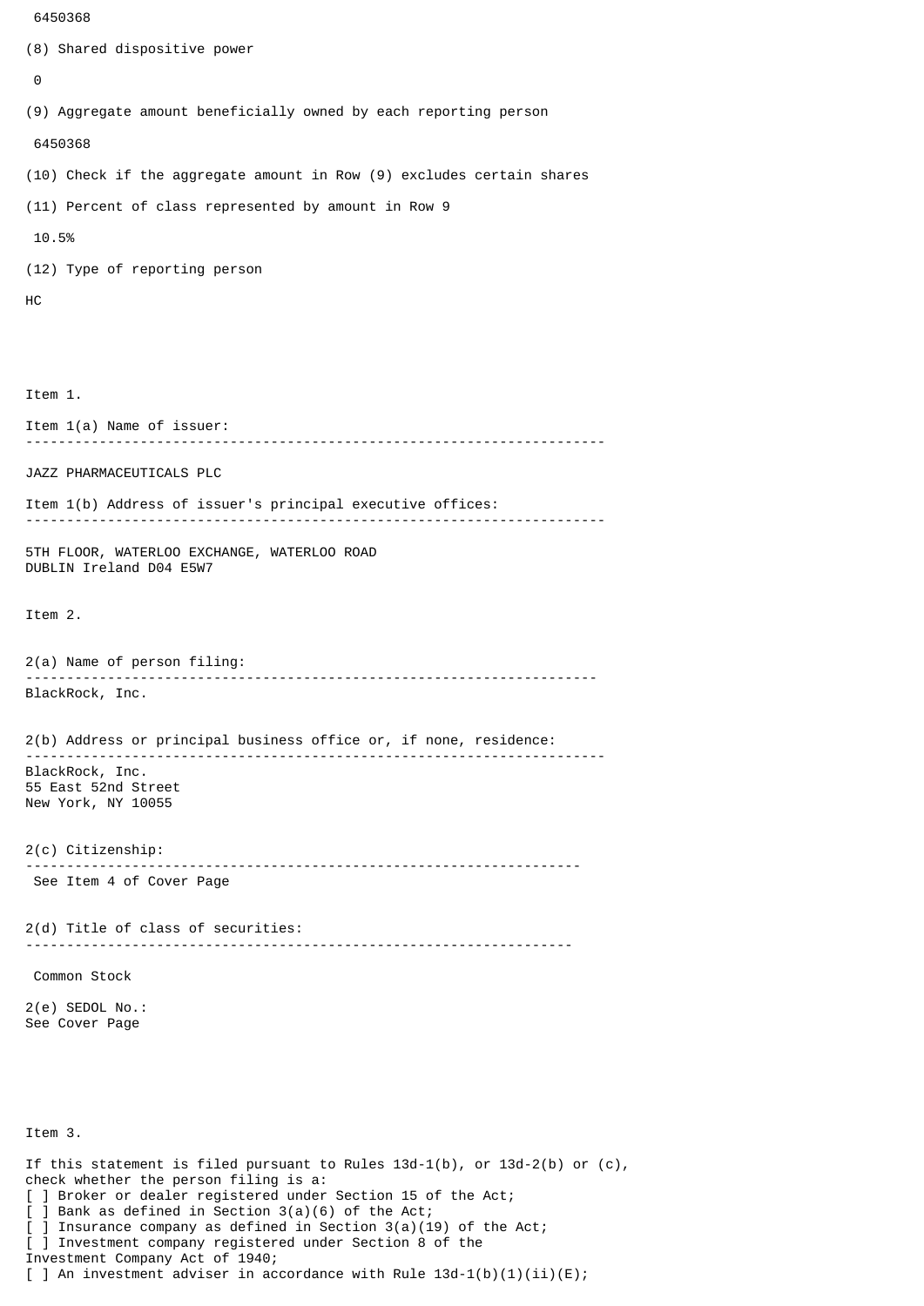6450368

(8) Shared dispositive power

0

(9) Aggregate amount beneficially owned by each reporting person

6450368

(10) Check if the aggregate amount in Row (9) excludes certain shares

(11) Percent of class represented by amount in Row 9

10.5%

(12) Type of reporting person

HC

Item 1.

Item 1(a) Name of issuer:

---

JAZZ PHARMACEUTICALS PLC

Item 1(b) Address of issuer's principal executive offices:

---

5TH FLOOR, WATERLOO EXCHANGE, WATERLOO ROAD
DUBLIN Ireland D04 E5W7

Item 2.

2(a) Name of person filing:

---

BlackRock, Inc.

2(b) Address or principal business office or, if none, residence:

---

BlackRock, Inc.
55 East 52nd Street
New York, NY 10055

2(c) Citizenship:

---

See Item 4 of Cover Page

2(d) Title of class of securities:

---

Common Stock

2(e) SEDOL No.:
See Cover Page

Item 3.

If this statement is filed pursuant to Rules 13d-1(b), or 13d-2(b) or (c),
check whether the person filing is a:
[ ] Broker or dealer registered under Section 15 of the Act;
[ ] Bank as defined in Section 3(a)(6) of the Act;
[ ] Insurance company as defined in Section 3(a)(19) of the Act;
[ ] Investment company registered under Section 8 of the
Investment Company Act of 1940;
[ ] An investment adviser in accordance with Rule 13d-1(b)(1)(ii)(E);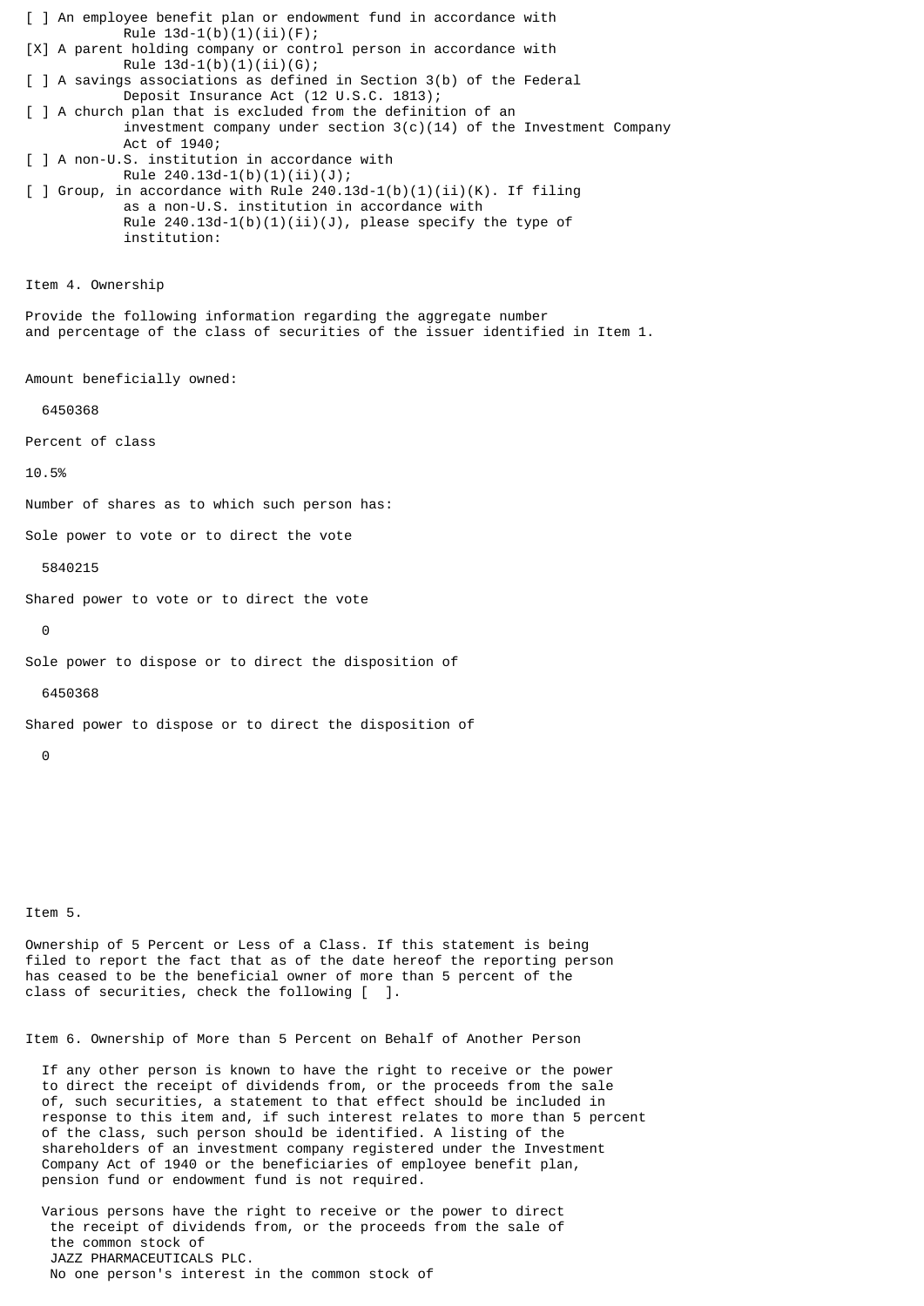[ ] An employee benefit plan or endowment fund in accordance with Rule 13d-1(b)(1)(ii)(F);

[X] A parent holding company or control person in accordance with Rule 13d-1(b)(1)(ii)(G);

[ ] A savings associations as defined in Section 3(b) of the Federal Deposit Insurance Act (12 U.S.C. 1813);

[ ] A church plan that is excluded from the definition of an investment company under section 3(c)(14) of the Investment Company Act of 1940;

[ ] A non-U.S. institution in accordance with Rule 240.13d-1(b)(1)(ii)(J);

[ ] Group, in accordance with Rule 240.13d-1(b)(1)(ii)(K). If filing as a non-U.S. institution in accordance with Rule 240.13d-1(b)(1)(ii)(J), please specify the type of institution:

Item 4. Ownership

Provide the following information regarding the aggregate number and percentage of the class of securities of the issuer identified in Item 1.

Amount beneficially owned:

6450368

Percent of class

10.5%

Number of shares as to which such person has:

Sole power to vote or to direct the vote

5840215

Shared power to vote or to direct the vote

0

Sole power to dispose or to direct the disposition of

6450368

Shared power to dispose or to direct the disposition of

0

Item 5.

Ownership of 5 Percent or Less of a Class. If this statement is being filed to report the fact that as of the date hereof the reporting person has ceased to be the beneficial owner of more than 5 percent of the class of securities, check the following [ ].

Item 6. Ownership of More than 5 Percent on Behalf of Another Person

If any other person is known to have the right to receive or the power to direct the receipt of dividends from, or the proceeds from the sale of, such securities, a statement to that effect should be included in response to this item and, if such interest relates to more than 5 percent of the class, such person should be identified. A listing of the shareholders of an investment company registered under the Investment Company Act of 1940 or the beneficiaries of employee benefit plan, pension fund or endowment fund is not required.

Various persons have the right to receive or the power to direct the receipt of dividends from, or the proceeds from the sale of the common stock of JAZZ PHARMACEUTICALS PLC. No one person's interest in the common stock of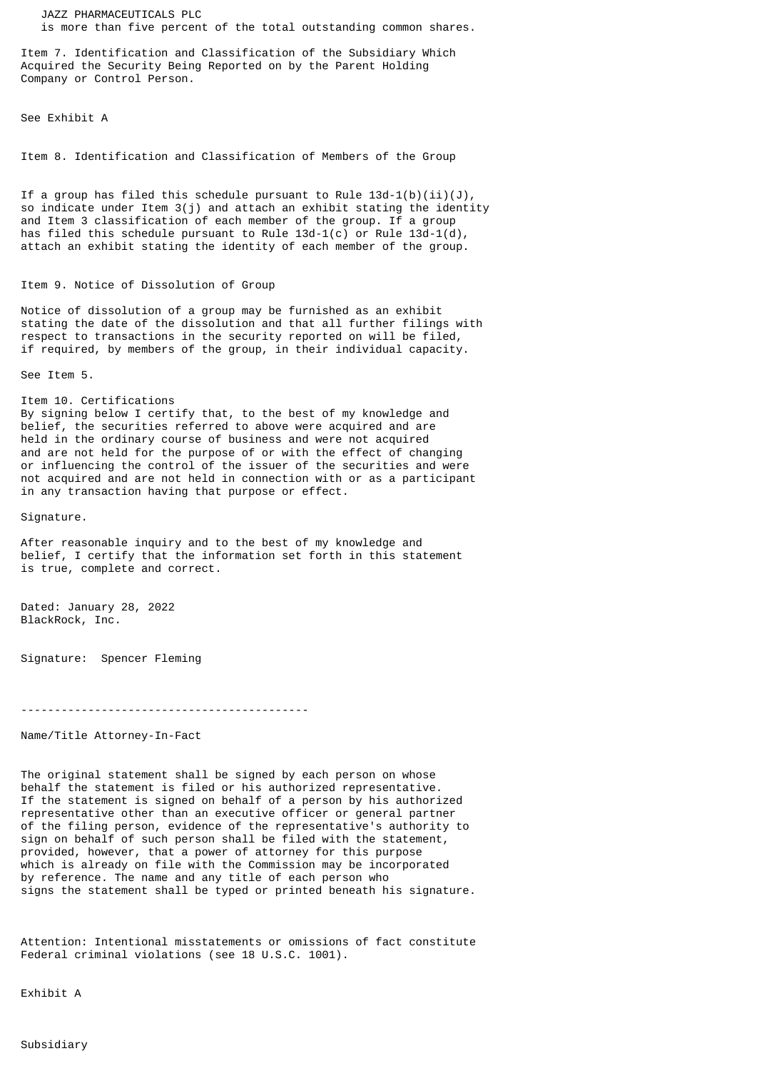JAZZ PHARMACEUTICALS PLC
is more than five percent of the total outstanding common shares.

Item 7. Identification and Classification of the Subsidiary Which Acquired the Security Being Reported on by the Parent Holding Company or Control Person.

See Exhibit A

Item 8. Identification and Classification of Members of the Group

If a group has filed this schedule pursuant to Rule 13d-1(b)(ii)(J), so indicate under Item 3(j) and attach an exhibit stating the identity and Item 3 classification of each member of the group. If a group has filed this schedule pursuant to Rule 13d-1(c) or Rule 13d-1(d), attach an exhibit stating the identity of each member of the group.

Item 9. Notice of Dissolution of Group

Notice of dissolution of a group may be furnished as an exhibit stating the date of the dissolution and that all further filings with respect to transactions in the security reported on will be filed, if required, by members of the group, in their individual capacity.

See Item 5.

Item 10. Certifications
By signing below I certify that, to the best of my knowledge and belief, the securities referred to above were acquired and are held in the ordinary course of business and were not acquired and are not held for the purpose of or with the effect of changing or influencing the control of the issuer of the securities and were not acquired and are not held in connection with or as a participant in any transaction having that purpose or effect.

Signature.

After reasonable inquiry and to the best of my knowledge and belief, I certify that the information set forth in this statement is true, complete and correct.

Dated: January 28, 2022
BlackRock, Inc.

Signature: Spencer Fleming

-------------------------------------------

Name/Title Attorney-In-Fact

The original statement shall be signed by each person on whose behalf the statement is filed or his authorized representative. If the statement is signed on behalf of a person by his authorized representative other than an executive officer or general partner of the filing person, evidence of the representative's authority to sign on behalf of such person shall be filed with the statement, provided, however, that a power of attorney for this purpose which is already on file with the Commission may be incorporated by reference. The name and any title of each person who signs the statement shall be typed or printed beneath his signature.

Attention: Intentional misstatements or omissions of fact constitute Federal criminal violations (see 18 U.S.C. 1001).

Exhibit A

Subsidiary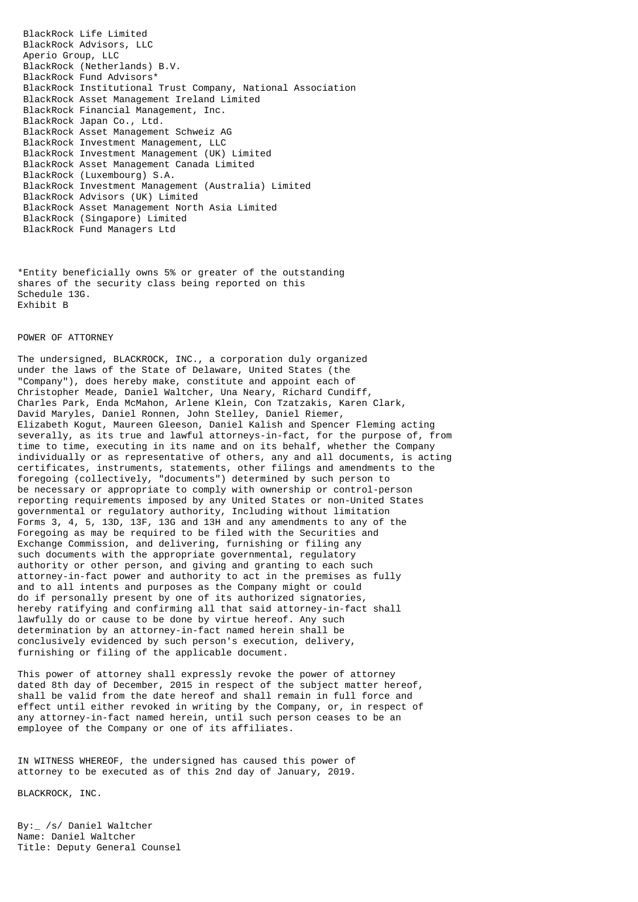BlackRock Life Limited
BlackRock Advisors, LLC
Aperio Group, LLC
BlackRock (Netherlands) B.V.
BlackRock Fund Advisors*
BlackRock Institutional Trust Company, National Association
BlackRock Asset Management Ireland Limited
BlackRock Financial Management, Inc.
BlackRock Japan Co., Ltd.
BlackRock Asset Management Schweiz AG
BlackRock Investment Management, LLC
BlackRock Investment Management (UK) Limited
BlackRock Asset Management Canada Limited
BlackRock (Luxembourg) S.A.
BlackRock Investment Management (Australia) Limited
BlackRock Advisors (UK) Limited
BlackRock Asset Management North Asia Limited
BlackRock (Singapore) Limited
BlackRock Fund Managers Ltd

*Entity beneficially owns 5% or greater of the outstanding shares of the security class being reported on this Schedule 13G.

Exhibit B

POWER OF ATTORNEY

The undersigned, BLACKROCK, INC., a corporation duly organized under the laws of the State of Delaware, United States (the "Company"), does hereby make, constitute and appoint each of Christopher Meade, Daniel Waltcher, Una Neary, Richard Cundiff, Charles Park, Enda McMahon, Arlene Klein, Con Tzatzakis, Karen Clark, David Maryles, Daniel Ronnen, John Stelley, Daniel Riemer, Elizabeth Kogut, Maureen Gleeson, Daniel Kalish and Spencer Fleming acting severally, as its true and lawful attorneys-in-fact, for the purpose of, from time to time, executing in its name and on its behalf, whether the Company individually or as representative of others, any and all documents, is acting certificates, instruments, statements, other filings and amendments to the foregoing (collectively, "documents") determined by such person to be necessary or appropriate to comply with ownership or control-person reporting requirements imposed by any United States or non-United States governmental or regulatory authority, Including without limitation Forms 3, 4, 5, 13D, 13F, 13G and 13H and any amendments to any of the Foregoing as may be required to be filed with the Securities and Exchange Commission, and delivering, furnishing or filing any such documents with the appropriate governmental, regulatory authority or other person, and giving and granting to each such attorney-in-fact power and authority to act in the premises as fully and to all intents and purposes as the Company might or could do if personally present by one of its authorized signatories, hereby ratifying and confirming all that said attorney-in-fact shall lawfully do or cause to be done by virtue hereof. Any such determination by an attorney-in-fact named herein shall be conclusively evidenced by such person's execution, delivery, furnishing or filing of the applicable document.

This power of attorney shall expressly revoke the power of attorney dated 8th day of December, 2015 in respect of the subject matter hereof, shall be valid from the date hereof and shall remain in full force and effect until either revoked in writing by the Company, or, in respect of any attorney-in-fact named herein, until such person ceases to be an employee of the Company or one of its affiliates.

IN WITNESS WHEREOF, the undersigned has caused this power of attorney to be executed as of this 2nd day of January, 2019.

BLACKROCK, INC.

By:_ /s/ Daniel Waltcher
Name: Daniel Waltcher
Title: Deputy General Counsel